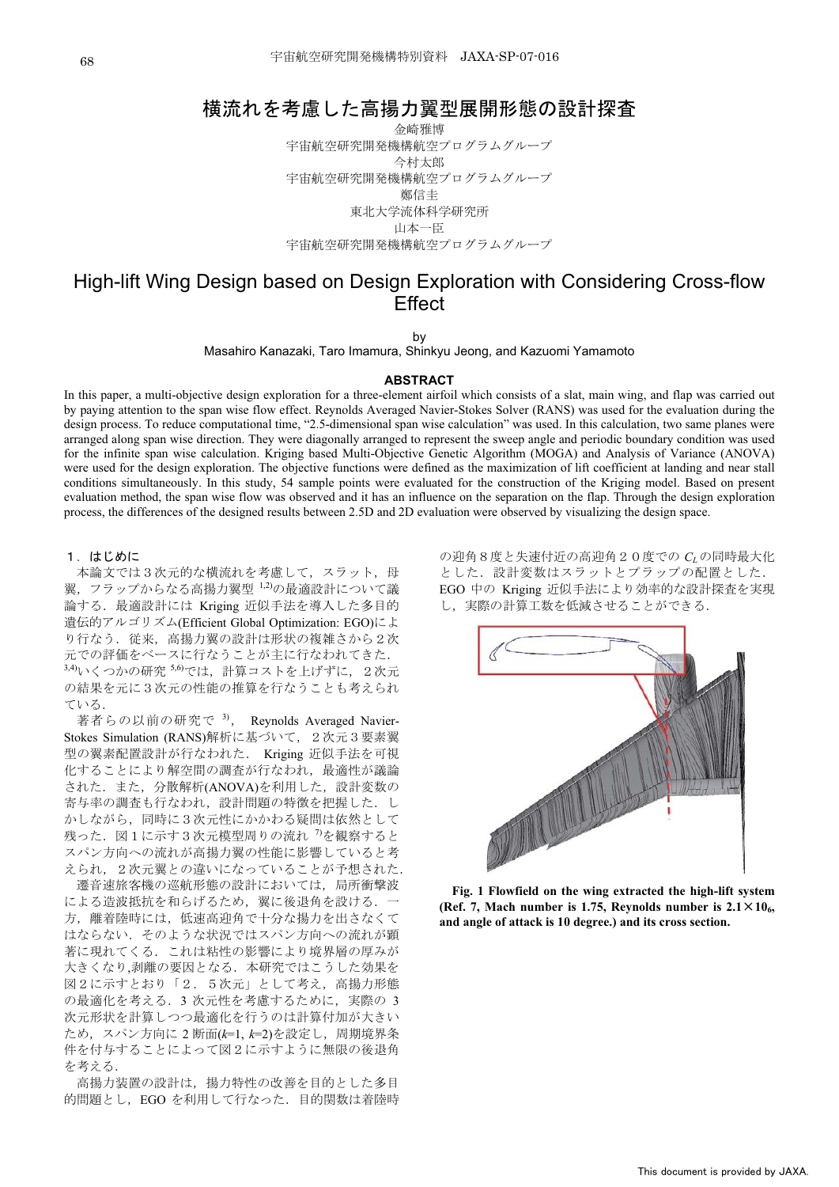# 横流れを考慮した高揚力翼型展開形態の設計探査

金崎雅博
宇宙航空研究開発機構航空プログラムグループ
今村太郎
宇宙航空研究開発機構航空プログラムグループ
鄭信圭
東北大学流体科学研究所
山本一臣
宇宙航空研究開発機構航空プログラムグループ

# High-lift Wing Design based on Design Exploration with Considering Cross-flow Effect

by
Masahiro Kanazaki, Taro Imamura, Shinkyu Jeong, and Kazuomi Yamamoto

**ABSTRACT**

In this paper, a multi-objective design exploration for a three-element airfoil which consists of a slat, main wing, and flap was carried out by paying attention to the span wise flow effect. Reynolds Averaged Navier-Stokes Solver (RANS) was used for the evaluation during the design process. To reduce computational time, "2.5-dimensional span wise calculation" was used. In this calculation, two same planes were arranged along span wise direction. They were diagonally arranged to represent the sweep angle and periodic boundary condition was used for the infinite span wise calculation. Kriging based Multi-Objective Genetic Algorithm (MOGA) and Analysis of Variance (ANOVA) were used for the design exploration. The objective functions were defined as the maximization of lift coefficient at landing and near stall conditions simultaneously. In this study, 54 sample points were evaluated for the construction of the Kriging model. Based on present evaluation method, the span wise flow was observed and it has an influence on the separation on the flap. Through the design exploration process, the differences of the designed results between 2.5D and 2D evaluation were observed by visualizing the design space.

## １．はじめに

本論文では３次元的な横流れを考慮して，スラット，母翼，フラップからなる高揚力翼型 [1,2]の最適設計について議論する．最適設計には Kriging 近似手法を導入した多目的遺伝的アルゴリズム(Efficient Global Optimization: EGO)により行なう．従来，高揚力翼の設計は形状の複雑さから２次元での評価をベースに行なうことが主に行なわれてきた．[3,4)]いくつかの研究 [5,6)]では，計算コストを上げずに，２次元の結果を元に３次元の性能の推算を行なうことも考えられている．

著者らの以前の研究で [3)]， Reynolds Averaged Navier-Stokes Simulation (RANS)解析に基づいて，２次元３要素翼型の翼素配置設計が行なわれた． Kriging 近似手法を可視化することにより解空間の調査が行なわれ，最適性が議論された．また，分散解析(ANOVA)を利用した，設計変数の寄与率の調査も行なわれ，設計問題の特徴を把握した．しかしながら，同時に３次元性にかかわる疑問は依然として残った．図１に示す３次元模型周りの流れ [7)]を観察するとスパン方向への流れが高揚力翼の性能に影響していると考えられ，２次元翼との違いになっていることが予想された．

遷音速旅客機の巡航形態の設計においては，局所衝撃波による造波抵抗を和らげるため，翼に後退角を設ける．一方，離着陸時には，低速高迎角で十分な揚力を出さなくてはならない．そのような状況ではスパン方向への流れが顕著に現れてくる．これは粘性の影響により境界層の厚みが大きくなり,剥離の要因となる．本研究ではこうした効果を図２に示すとおり「２．５次元」として考え，高揚力形態の最適化を考える．3 次元性を考慮するために，実際の 3 次元形状を計算しつつ最適化を行うのは計算付加が大きいため，スパン方向に 2 断面($k$=1, $k$=2)を設定し，周期境界条件を付与することによって図２に示すように無限の後退角を考える．

高揚力装置の設計は，揚力特性の改善を目的とした多目的問題とし，EGO を利用して行なった．目的関数は着陸時の迎角８度と失速付近の高迎角２０度での $C_L$ の同時最大化とした．設計変数はスラットとフラップの配置とした．EGO 中の Kriging 近似手法により効率的な設計探査を実現し，実際の計算工数を低減させることができる．

**Fig. 1 Flowfield on the wing extracted the high-lift system (Ref. 7, Mach number is 1.75, Reynolds number is 2.1×10$_6$, and angle of attack is 10 degree.) and its cross section.**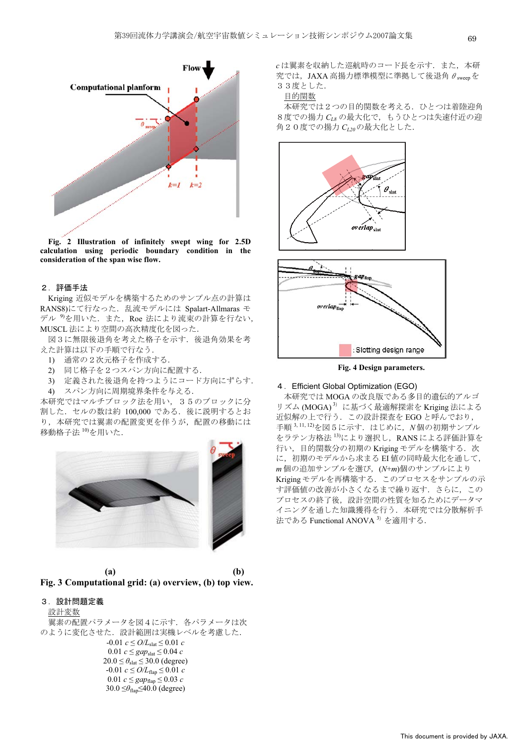Fig. 2 Illustration of infinitely swept wing for 2.5D calculation using periodic boundary condition in the consideration of the span wise flow.

## ２．評価手法

Kriging 近似モデルを構築するためのサンプル点の計算は RANS8)にて行なった．乱流モデルには Spalart-Allmaras モデル [9]を用いた．また，Roe 法により流束の計算を行ない，MUSCL 法により空間の高次精度化を図った．

図３に無限後退角を考えた格子を示す．後退角効果を考えた計算は以下の手順で行なう．

1) 通常の２次元格子を作成する．
2) 同じ格子を２つスパン方向に配置する．
3) 定義された後退角を持つようにコード方向にずらす．
4) スパン方向に周期境界条件を与える．

本研究ではマルチブロック法を用い，３５のブロックに分割した．セルの数は約 100,000 である．後に説明するとおり，本研究では翼素の配置変更を伴うが，配置の移動には移動格子法 [10]を用いた．

(a)　(b)

**Fig. 3 Computational grid: (a) overview, (b) top view.**

## ３．設計問題定義

設計変数

翼素の配置パラメータを図４に示す．各パラメータは次のように変化させた．設計範囲は実機レベルを考慮した．

$$-0.01\,c \le O/L_{slat} \le 0.01\,c$$
$$0.01\,c \le gap_{slat} \le 0.04\,c$$
$$20.0 \le \theta_{slat} \le 30.0 \text{ (degree)}$$
$$-0.01\,c \le O/L_{flap} \le 0.01\,c$$
$$0.01\,c \le gap_{flap} \le 0.03\,c$$
$$30.0 \le \theta_{flap} \le 40.0 \text{ (degree)}$$

$c$ は翼素を収納した巡航時のコード長を示す．また，本研究では，JAXA 高揚力標準模型に準拠して後退角 $\theta_{sweep}$ を３３度とした．

目的関数

本研究では２つの目的関数を考える．ひとつは着陸迎角８度での揚力 $C_{L8}$ の最大化で，もうひとつは失速付近の迎角２０度での揚力 $C_{L20}$ の最大化とした．

**Fig. 4 Design parameters.**

## ４．Efficient Global Optimization (EGO)

本研究では MOGA の改良版である多目的遺伝的アルゴリズム (MOGA) [3] に基づく最適解探索を Kriging 法による近似解の上で行う．この設計探査を EGO と呼んでおり，手順 [3, 11, 12]を図５に示す．はじめに，$N$ 個の初期サンプルをラテン方格法 [13]により選択し，RANS による評価計算を行い，目的関数分の初期の Kriging モデルを構築する．次に，初期のモデルから求まる EI 値の同時最大化を通して，$m$ 個の追加サンプルを選び，$(N+m)$個のサンプルにより Kriging モデルを再構築する．このプロセスをサンプルの示す評価値の改善が小さくなるまで繰り返す．さらに，このプロセスの終了後，設計空間の性質を知るためにデータマイニングを通した知識獲得を行う．本研究では分散解析手法である Functional ANOVA [3] を適用する．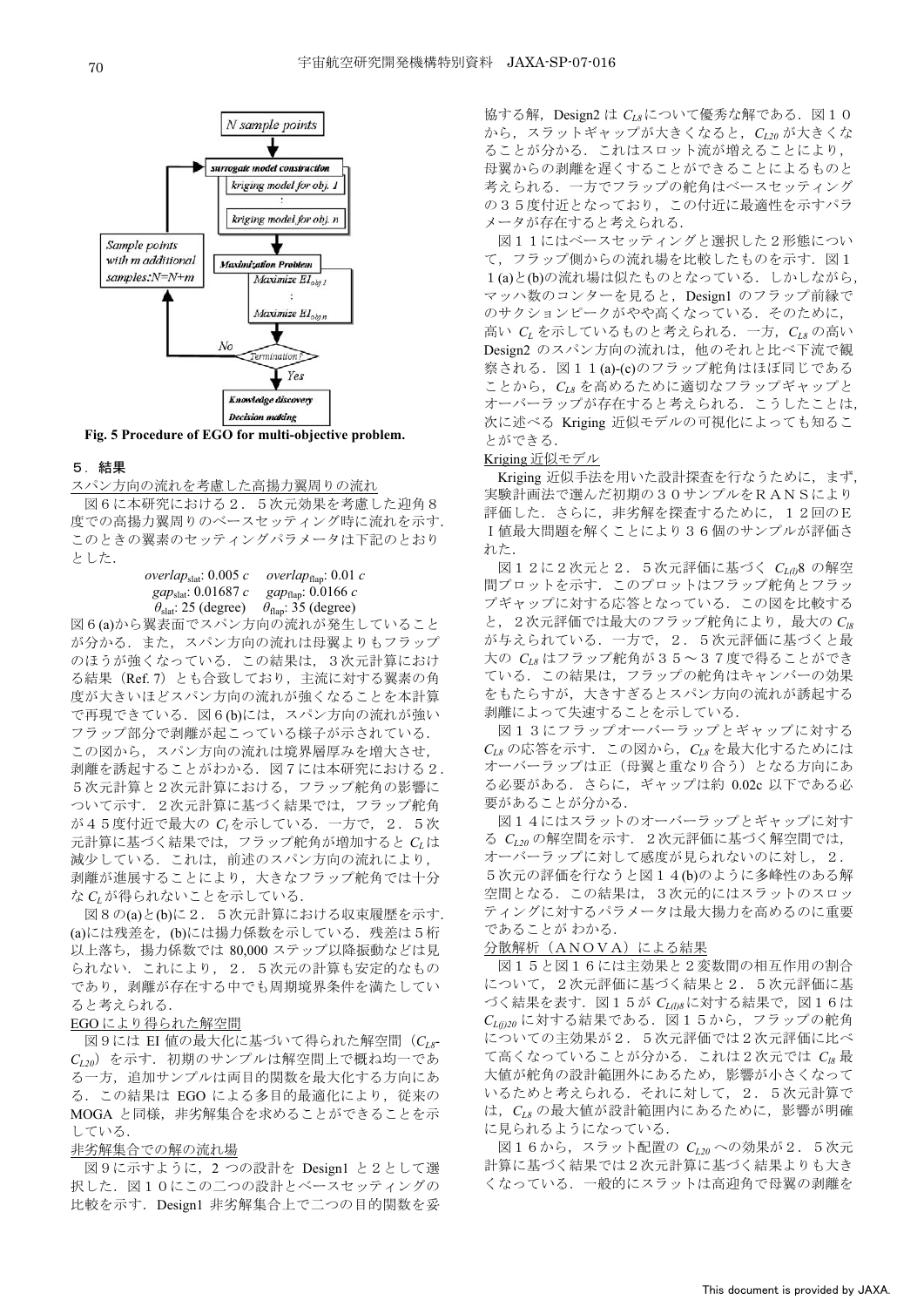Fig. 5 Procedure of EGO for multi-objective problem.

## ５．結果

スパン方向の流れを考慮した高揚力翼周りの流れ

図６に本研究における２．５次元効果を考慮した迎角８度での高揚力翼周りのベースセッティング時に流れを示す．このときの翼素のセッティングパラメータは下記のとおりとした．

$overlap_{\text{slat}}$: 0.005 $c$　$overlap_{\text{flap}}$: 0.01 $c$
$gap_{\text{slat}}$: 0.01687 $c$　$gap_{\text{flap}}$: 0.0166 $c$
$\theta_{\text{slat}}$: 25 (degree)　$\theta_{\text{flap}}$: 35 (degree)

図６(a)から翼表面でスパン方向の流れが発生していることが分かる．また，スパン方向の流れは母翼よりもフラップのほうが強くなっている．この結果は，３次元計算における結果（Ref. 7）とも合致しており，主流に対する翼素の角度が大きいほどスパン方向の流れが強くなることを本計算で再現できている．図６(b)には，スパン方向の流れが強いフラップ部分で剥離が起こっている様子が示されている．この図から，スパン方向の流れは境界層厚みを増大させ，剥離を誘起することがわかる．図７には本研究における２．５次元計算と２次元計算における，フラップ舵角の影響について示す．２次元計算に基づく結果では，フラップ舵角が４５度付近で最大の $C_l$ を示している．一方で，２．５次元計算に基づく結果では，フラップ舵角が増加すると $C_L$ は減少している．これは，前述のスパン方向の流れにより，剥離が進展することにより，大きなフラップ舵角では十分な $C_L$ が得られないことを示している．

図８の(a)と(b)に２．５次元計算における収束履歴を示す．(a)には残差を，(b)には揚力係数を示している．残差は５桁以上落ち，揚力係数では 80,000 ステップ以降振動などは見られない．これにより，２．５次元の計算も安定的なものであり，剥離が存在する中でも周期境界条件を満たしていると考えられる．

EGO により得られた解空間

図９には EI 値の最大化に基づいて得られた解空間（$C_{L8}$-$C_{L20}$）を示す．初期のサンプルは解空間上で概ね均一である一方，追加サンプルは両目的関数を最大化する方向にある．この結果は EGO による多目的最適化により，従来の MOGA と同様，非劣解集合を求めることができることを示している．

非劣解集合での解の流れ場

図９に示すように，2 つの設計を Design1 と２として選択した．図１０にこの二つの設計とベースセッティングの比較を示す．Design1 非劣解集合上で二つの目的関数を妥協する解，Design2 は $C_{L8}$ について優秀な解である．図１０から，スラットギャップが大きくなると，$C_{L20}$ が大きくなることが分かる．これはスロット流が増えることにより，母翼からの剥離を遅くすることができることによるものと考えられる．一方でフラップの舵角はベースセッティングの３５度付近となっており，この付近に最適性を示すパラメータが存在すると考えられる．

図１１にはベースセッティングと選択した２形態について，フラップ側からの流れ場を比較したものを示す．図１１(a)と(b)の流れ場は似たものとなっている．しかしながら，マッハ数のコンターを見ると，Design1 のフラップ前縁でのサクションピークがやや高くなっている．そのために，高い $C_L$ を示しているものと考えられる．一方，$C_{L8}$ の高い Design2 のスパン方向の流れは，他のそれと比べ下流で観察される．図１１(a)-(c)のフラップ舵角はほぼ同じであることから，$C_{L8}$ を高めるために適切なフラップギャップとオーバーラップが存在すると考えられる．こうしたことは，次に述べる Kriging 近似モデルの可視化によっても知ることができる．

Kriging 近似モデル

Kriging 近似手法を用いた設計探査を行なうために，まず，実験計画法で選んだ初期の３０サンプルをＲＡＮＳにより評価した．さらに，非劣解を探査するために，１２回のＥＩ値最大問題を解くことにより３６個のサンプルが評価された．

図１２に２次元と２．５次元評価に基づく $C_{L(l)}8$ の解空間プロットを示す．このプロットはフラップ舵角とフラップギャップに対する応答となっている．この図を比較すると，２次元評価では最大のフラップ舵角により，最大の $C_{l8}$ が与えられている．一方で，２．５次元評価に基づくと最大の $C_{L8}$ はフラップ舵角が３５～３７度で得ることができている．この結果は，フラップの舵角はキャンバーの効果をもたらすが，大きすぎるとスパン方向の流れが誘起する剥離によって失速することを示している．

図１３にフラップオーバーラップとギャップに対する $C_{L8}$ の応答を示す．この図から，$C_{L8}$ を最大化するためにはオーバーラップは正（母翼と重なり合う）となる方向にある必要がある．さらに，ギャップは約 0.02c 以下である必要があることが分かる．

図１４にはスラットのオーバーラップとギャップに対する $C_{L20}$ の解空間を示す．２次元評価に基づく解空間では，オーバーラップに対して感度が見られないのに対し，２．５次元の評価を行なうと図１４(b)のように多峰性のある解空間となる．この結果は，３次元的にはスラットのスロッティングに対するパラメータは最大揚力を高めるのに重要であることが わかる．

分散解析（ＡＮＯＶＡ）による結果

図１５と図１６には主効果と２変数間の相互作用の割合について，２次元評価に基づく結果と２．５次元評価に基づく結果を表す．図１５が $C_{L(l)8}$ に対する結果で，図１６は $C_{L(l)20}$ に対する結果である．図１５から，フラップの舵角についての主効果が２．５次元評価では２次元評価に比べて高くなっていることが分かる．これは２次元では $C_{l8}$ 最大値が舵角の設計範囲外にあるため，影響が小さくなっているためと考えられる．それに対して，２．５次元計算では，$C_{L8}$ の最大値が設計範囲内にあるために，影響が明確に見られるようになっている．

図１６から，スラット配置の $C_{L20}$ への効果が２．５次元計算に基づく結果では２次元計算に基づく結果よりも大きくなっている．一般的にスラットは高迎角で母翼の剥離を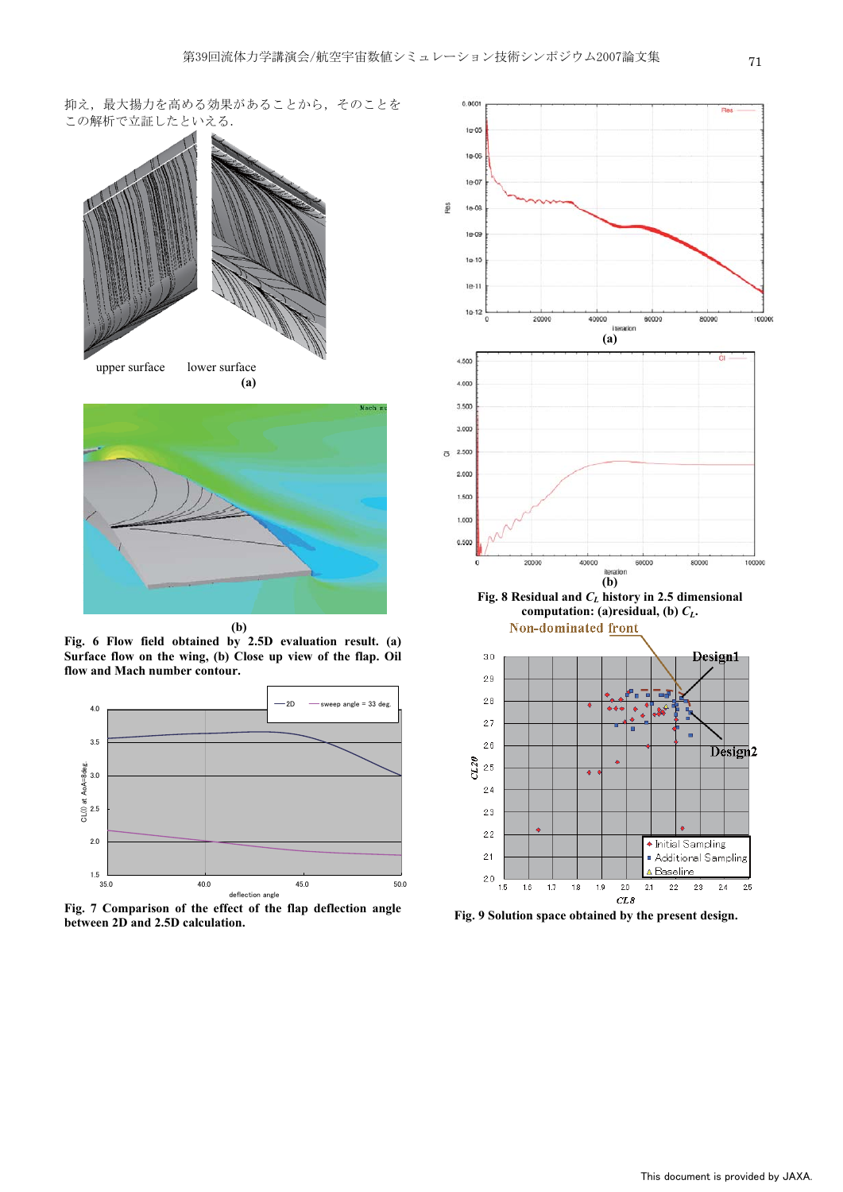抑え，最大揚力を高める効果があることから，そのことをこの解析で立証したといえる．

Fig. 6 Flow field obtained by 2.5D evaluation result. (a) Surface flow on the wing, (b) Close up view of the flap. Oil flow and Mach number contour.

Fig. 7 Comparison of the effect of the flap deflection angle between 2D and 2.5D calculation.

Fig. 8 Residual and $C_L$ history in 2.5 dimensional computation: (a)residual, (b) $C_L$.

Fig. 9 Solution space obtained by the present design.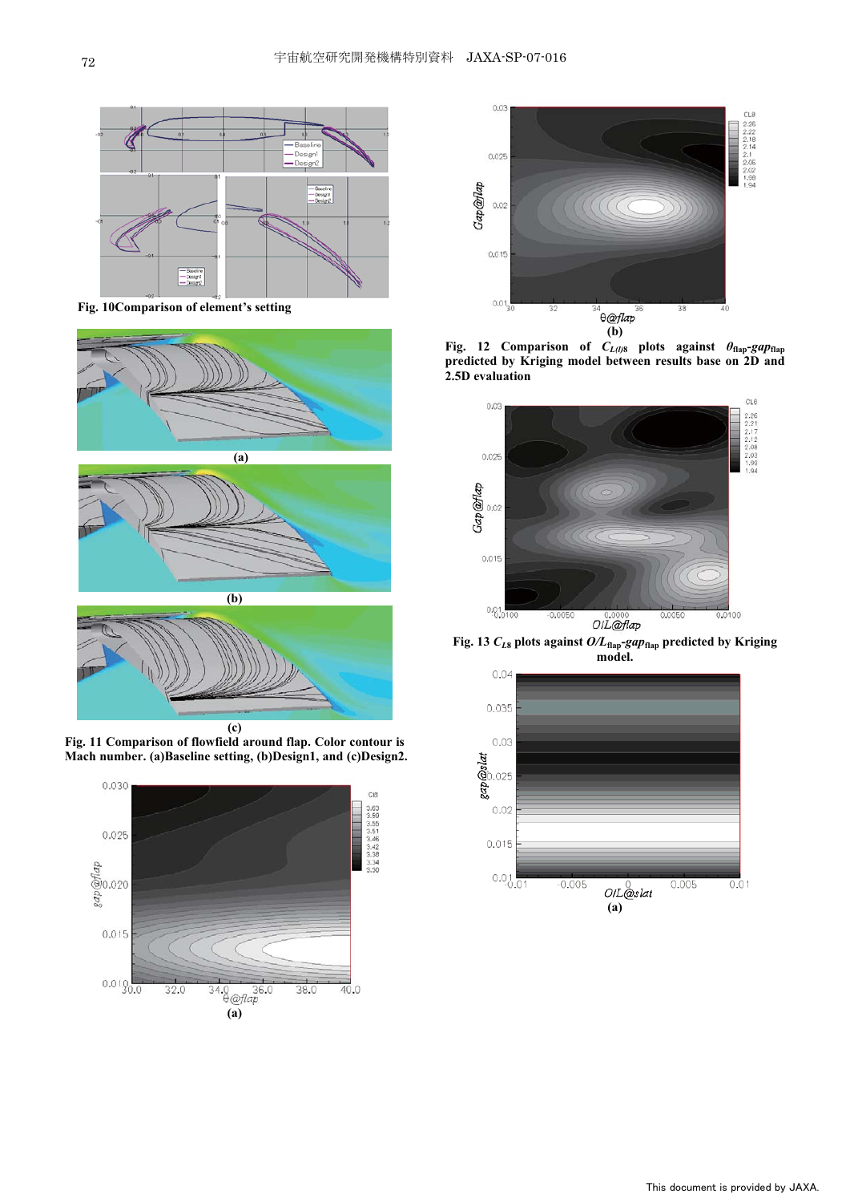Fig. 10Comparison of element's setting

(a)

(b)

(c)

Fig. 11 Comparison of flowfield around flap. Color contour is Mach number. (a)Baseline setting, (b)Design1, and (c)Design2.

(a)

(b)

Fig. 12 Comparison of $C_{L(I)8}$ plots against $\theta_{flap}$-$gap_{flap}$ predicted by Kriging model between results base on 2D and 2.5D evaluation

Fig. 13 $C_{L8}$ plots against $O/L_{flap}$-$gap_{flap}$ predicted by Kriging model.

(a)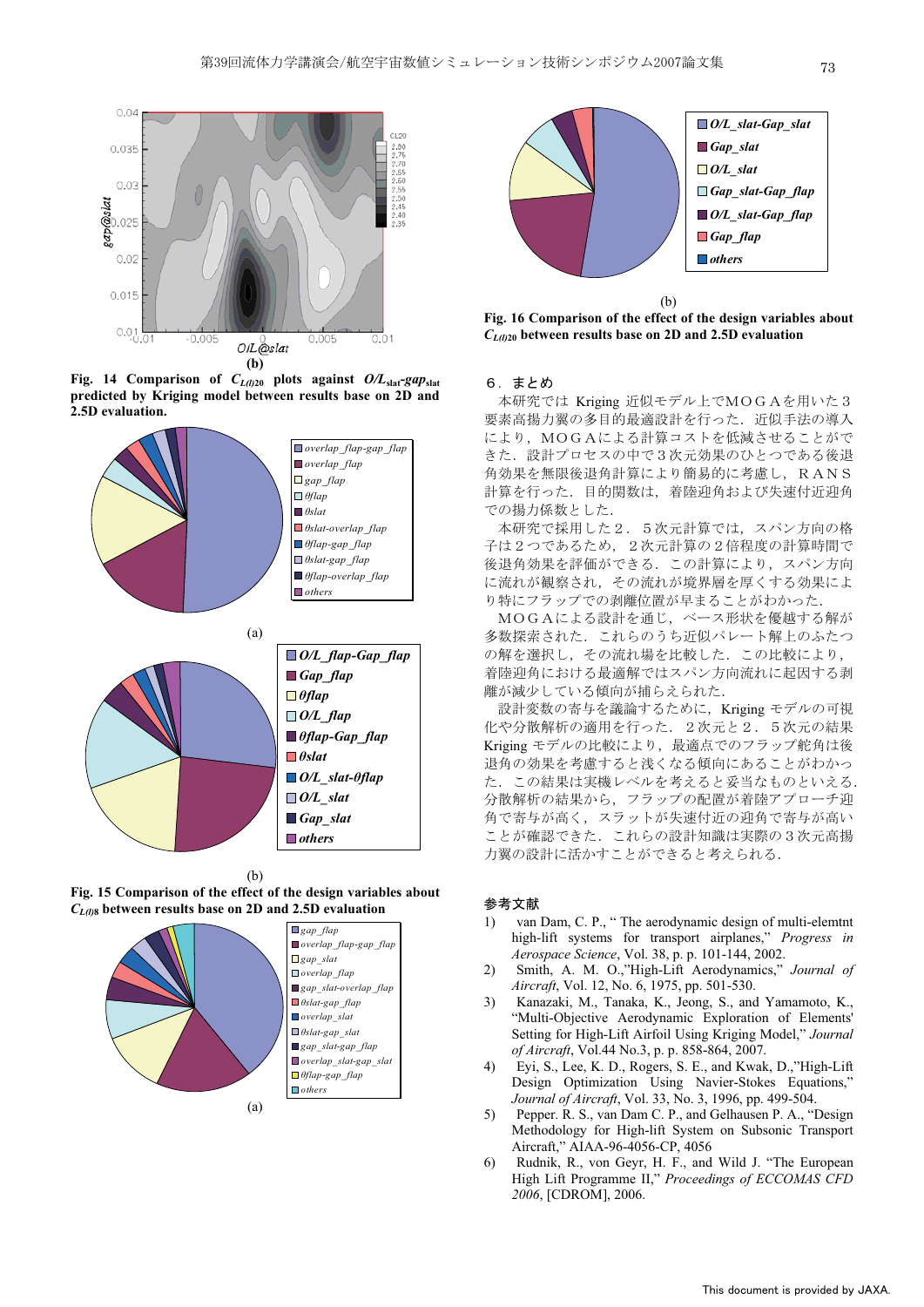(b)

**Fig. 14 Comparison of $C_{L(l)20}$ plots against $O/L_{slat}$-$gap_{slat}$ predicted by Kriging model between results base on 2D and 2.5D evaluation.**

(a)

(b)

**Fig. 15 Comparison of the effect of the design variables about $C_{L(l)8}$ between results base on 2D and 2.5D evaluation**

(a)

(b)

**Fig. 16 Comparison of the effect of the design variables about $C_{L(l)20}$ between results base on 2D and 2.5D evaluation**

## ６．まとめ

本研究では Kriging 近似モデル上でＭＯＧＡを用いた３要素高揚力翼の多目的最適設計を行った．近似手法の導入により，ＭＯＧＡによる設計コストを低減させることができた．設計プロセスの中で３次元効果のひとつである後退角効果を無限後退角計算により簡易的に考慮し，ＲＡＮＳ計算を行った．目的関数は，着陸迎角および失速付近迎角での揚力係数とした．

本研究で採用した２．５次元計算では，スパン方向の格子は２つであるため，２次元計算の２倍程度の計算時間で後退角効果を評価ができる．この計算により，スパン方向に流れが観察され，その流れが境界層を厚くする効果により特にフラップでの剥離位置が早まることがわかった．

ＭＯＧＡによる設計を通じ，ベース形状を優越する解が多数探索された．これらのうち近似パレート解上のふたつの解を選択し，その流れ場を比較した．この比較により，着陸迎角における最適解ではスパン方向流れに起因する剥離が減少している傾向が捕らえられた．

設計変数の寄与を議論するために，Kriging モデルの可視化や分散解析の適用を行った．２次元と２．５次元の結果 Kriging モデルの比較により，最適点でのフラップ舵角は後退の効果を考慮すると浅くなる傾向にあることがわかった．この結果は実機レベルを考えると妥当なものといえる．分散解析の結果から，フラップの配置が着陸アプローチ迎角で寄与が高く，スラットが失速付近の迎角で寄与が高いことが確認できた．これらの設計知識は実際の３次元高揚力翼の設計に活かすことができると考えられる．

## 参考文献

1) van Dam, C. P., " The aerodynamic design of multi-elemtnt high-lift systems for transport airplanes," *Progress in Aerospace Science*, Vol. 38, p. p. 101-144, 2002.
2) Smith, A. M. O.,"High-Lift Aerodynamics," *Journal of Aircraft*, Vol. 12, No. 6, 1975, pp. 501-530.
3) Kanazaki, M., Tanaka, K., Jeong, S., and Yamamoto, K., "Multi-Objective Aerodynamic Exploration of Elements' Setting for High-Lift Airfoil Using Kriging Model," *Journal of Aircraft*, Vol.44 No.3, p. p. 858-864, 2007.
4) Eyi, S., Lee, K. D., Rogers, S. E., and Kwak, D.,"High-Lift Design Optimization Using Navier-Stokes Equations," *Journal of Aircraft*, Vol. 33, No. 3, 1996, pp. 499-504.
5) Pepper. R. S., van Dam C. P., and Gelhausen P. A., "Design Methodology for High-lift System on Subsonic Transport Aircraft," AIAA-96-4056-CP, 4056
6) Rudnik, R., von Geyr, H. F., and Wild J. "The European High Lift Programme II," *Proceedings of ECCOMAS CFD 2006*, [CDROM], 2006.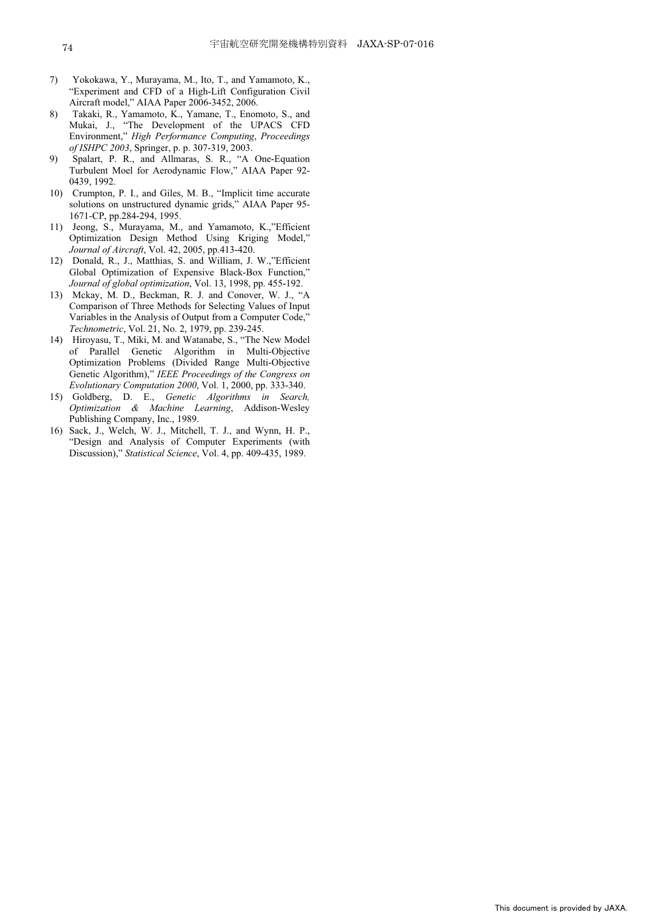7) Yokokawa, Y., Murayama, M., Ito, T., and Yamamoto, K., "Experiment and CFD of a High-Lift Configuration Civil Aircraft model," AIAA Paper 2006-3452, 2006.
8) Takaki, R., Yamamoto, K., Yamane, T., Enomoto, S., and Mukai, J., "The Development of the UPACS CFD Environment," *High Performance Computing*, *Proceedings of ISHPC 2003*, Springer, p. p. 307-319, 2003.
9) Spalart, P. R., and Allmaras, S. R., "A One-Equation Turbulent Moel for Aerodynamic Flow," AIAA Paper 92-0439, 1992.
10) Crumpton, P. I., and Giles, M. B., "Implicit time accurate solutions on unstructured dynamic grids," AIAA Paper 95-1671-CP, pp.284-294, 1995.
11) Jeong, S., Murayama, M., and Yamamoto, K.,"Efficient Optimization Design Method Using Kriging Model," *Journal of Aircraft*, Vol. 42, 2005, pp.413-420.
12) Donald, R., J., Matthias, S. and William, J. W.,"Efficient Global Optimization of Expensive Black-Box Function," *Journal of global optimization*, Vol. 13, 1998, pp. 455-192.
13) Mckay, M. D., Beckman, R. J. and Conover, W. J., "A Comparison of Three Methods for Selecting Values of Input Variables in the Analysis of Output from a Computer Code," *Technometric*, Vol. 21, No. 2, 1979, pp. 239-245.
14) Hiroyasu, T., Miki, M. and Watanabe, S., "The New Model of Parallel Genetic Algorithm in Multi-Objective Optimization Problems (Divided Range Multi-Objective Genetic Algorithm)," *IEEE Proceedings of the Congress on Evolutionary Computation 2000*, Vol. 1, 2000, pp. 333-340.
15) Goldberg, D. E., *Genetic Algorithms in Search, Optimization & Machine Learning*, Addison-Wesley Publishing Company, Inc., 1989.
16) Sack, J., Welch, W. J., Mitchell, T. J., and Wynn, H. P., "Design and Analysis of Computer Experiments (with Discussion)," *Statistical Science*, Vol. 4, pp. 409-435, 1989.